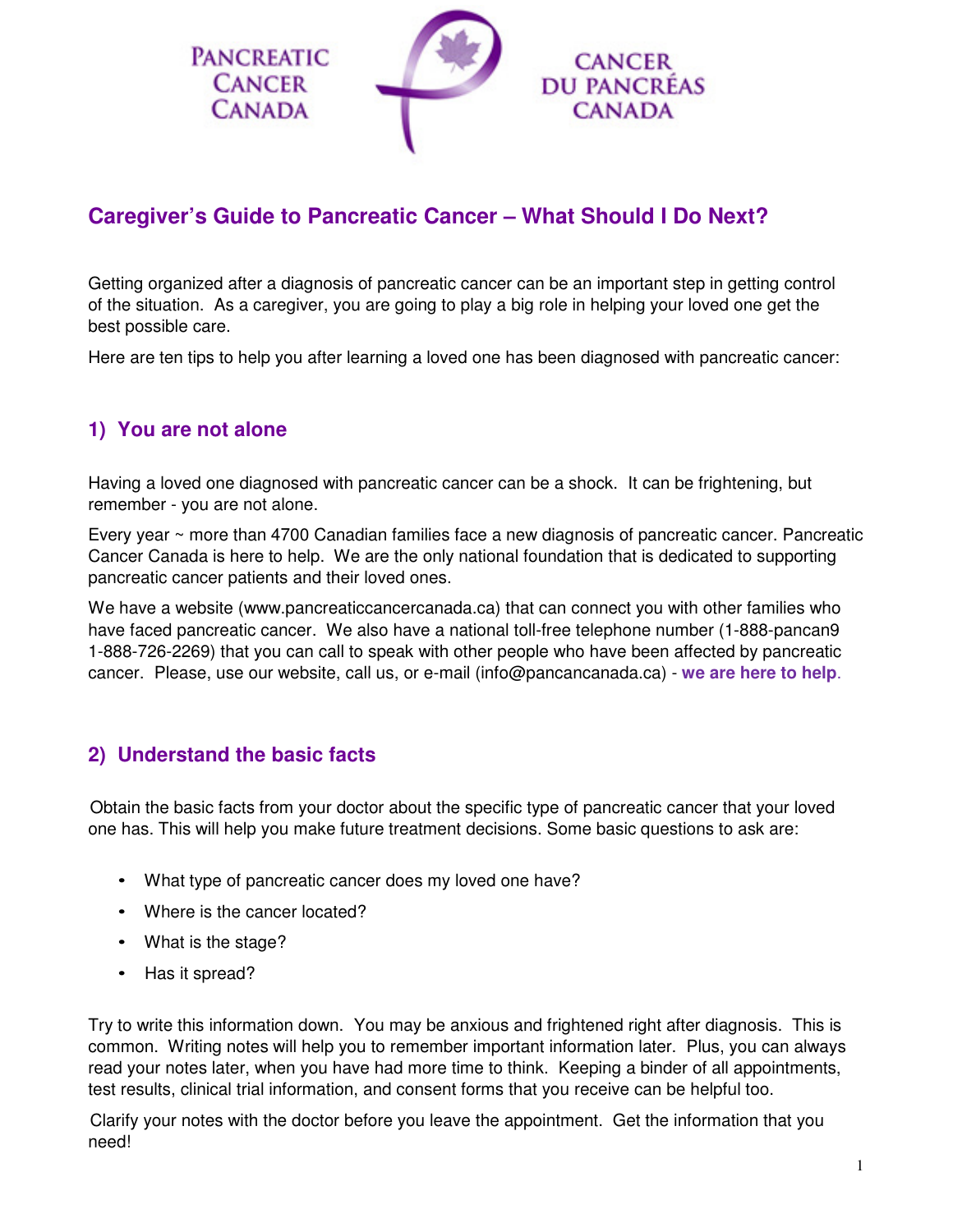PANCREATIC CANCER CANADA

CANCER DU PANCRÉAS CANADA

# Caregiver's Guide to Pancreatic Cancer – What Should I Do Next?

Getting organized after a diagnosis of pancreatic cancer can be an important step in getting control of the situation. As a caregiver, you are going to play a big role in helping your loved one get the best possible care.

Here are ten tips to help you after learning a loved one has been diagnosed with pancreatic cancer:

## 1) You are not alone

Having a loved one diagnosed with pancreatic cancer can be a shock. It can be frightening, but remember - you are not alone.

Every year ~ more than 4700 Canadian families face a new diagnosis of pancreatic cancer. Pancreatic Cancer Canada is here to help. We are the only national foundation that is dedicated to supporting pancreatic cancer patients and their loved ones.

We have a website (www.pancreaticcancercanada.ca) that can connect you with other families who have faced pancreatic cancer. We also have a national toll-free telephone number (1-888-pancan9 1-888-726-2269) that you can call to speak with other people who have been affected by pancreatic cancer. Please, use our website, call us, or e-mail (info@pancancanada.ca) - **we are here to help**.

## 2) Understand the basic facts

Obtain the basic facts from your doctor about the specific type of pancreatic cancer that your loved one has. This will help you make future treatment decisions. Some basic questions to ask are:

- What type of pancreatic cancer does my loved one have?
- Where is the cancer located?
- What is the stage?
- Has it spread?

Try to write this information down. You may be anxious and frightened right after diagnosis. This is common. Writing notes will help you to remember important information later. Plus, you can always read your notes later, when you have had more time to think. Keeping a binder of all appointments, test results, clinical trial information, and consent forms that you receive can be helpful too.

Clarify your notes with the doctor before you leave the appointment. Get the information that you need!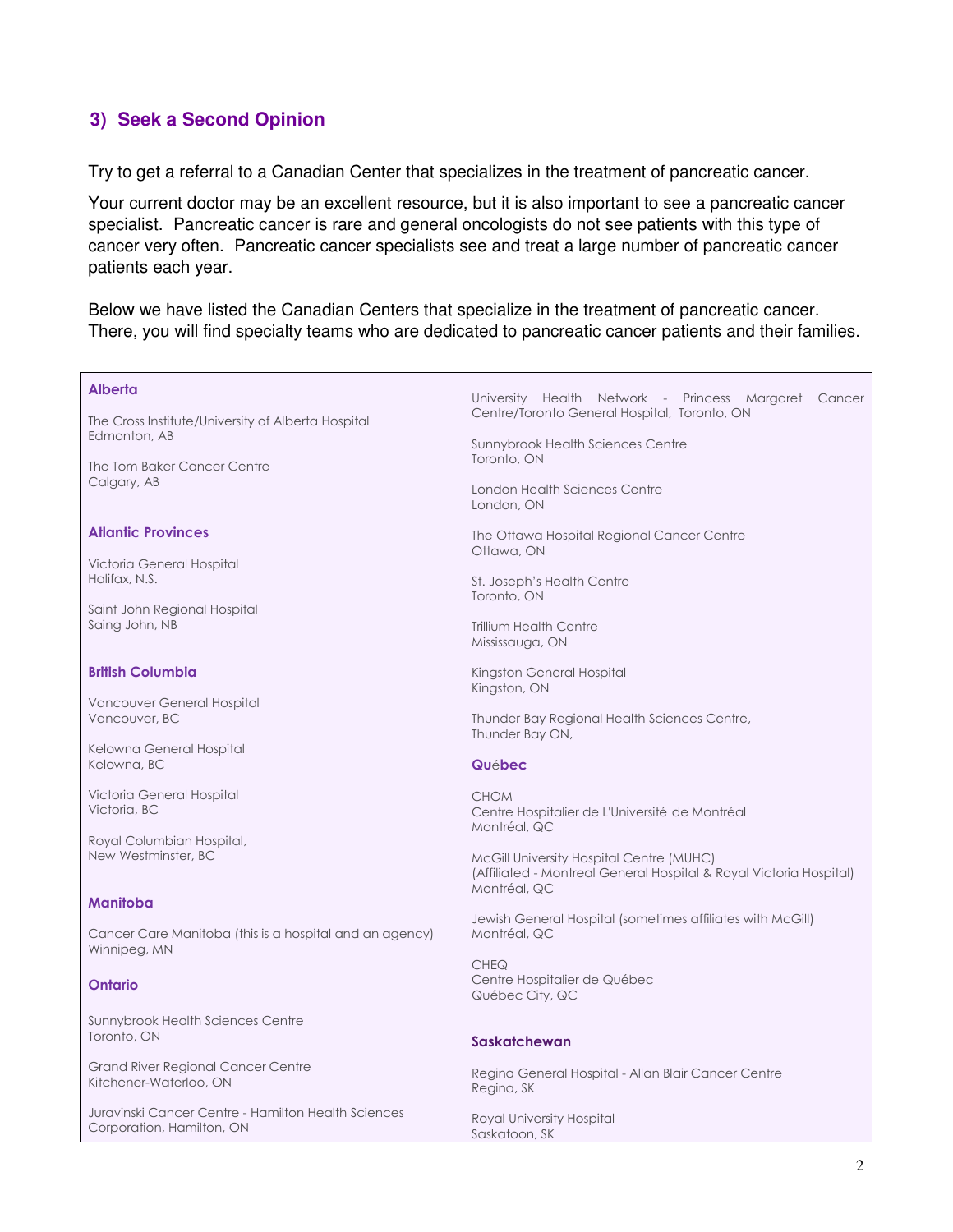## 3) Seek a Second Opinion

Try to get a referral to a Canadian Center that specializes in the treatment of pancreatic cancer.

Your current doctor may be an excellent resource, but it is also important to see a pancreatic cancer specialist. Pancreatic cancer is rare and general oncologists do not see patients with this type of cancer very often. Pancreatic cancer specialists see and treat a large number of pancreatic cancer patients each year.

Below we have listed the Canadian Centers that specialize in the treatment of pancreatic cancer. There, you will find specialty teams who are dedicated to pancreatic cancer patients and their families.

**Alberta**

The Cross Institute/University of Alberta Hospital
Edmonton, AB

The Tom Baker Cancer Centre
Calgary, AB

**Atlantic Provinces**

Victoria General Hospital
Halifax, N.S.

Saint John Regional Hospital
Saing John, NB

**British Columbia**

Vancouver General Hospital
Vancouver, BC

Kelowna General Hospital
Kelowna, BC

Victoria General Hospital
Victoria, BC

Royal Columbian Hospital,
New Westminster, BC

**Manitoba**

Cancer Care Manitoba (this is a hospital and an agency)
Winnipeg, MN

**Ontario**

Sunnybrook Health Sciences Centre
Toronto, ON

Grand River Regional Cancer Centre
Kitchener-Waterloo, ON

Juravinski Cancer Centre - Hamilton Health Sciences Corporation, Hamilton, ON

University Health Network - Princess Margaret Cancer Centre/Toronto General Hospital, Toronto, ON

Sunnybrook Health Sciences Centre
Toronto, ON

London Health Sciences Centre
London, ON

The Ottawa Hospital Regional Cancer Centre
Ottawa, ON

St. Joseph's Health Centre
Toronto, ON

Trillium Health Centre
Mississauga, ON

Kingston General Hospital
Kingston, ON

Thunder Bay Regional Health Sciences Centre,
Thunder Bay ON,

**Québec**

CHOM
Centre Hospitalier de L'Université de Montréal
Montréal, QC

McGill University Hospital Centre (MUHC)
(Affiliated - Montreal General Hospital & Royal Victoria Hospital)
Montréal, QC

Jewish General Hospital (sometimes affiliates with McGill)
Montréal, QC

CHEQ
Centre Hospitalier de Québec
Québec City, QC

**Saskatchewan**

Regina General Hospital - Allan Blair Cancer Centre
Regina, SK

Royal University Hospital
Saskatoon, SK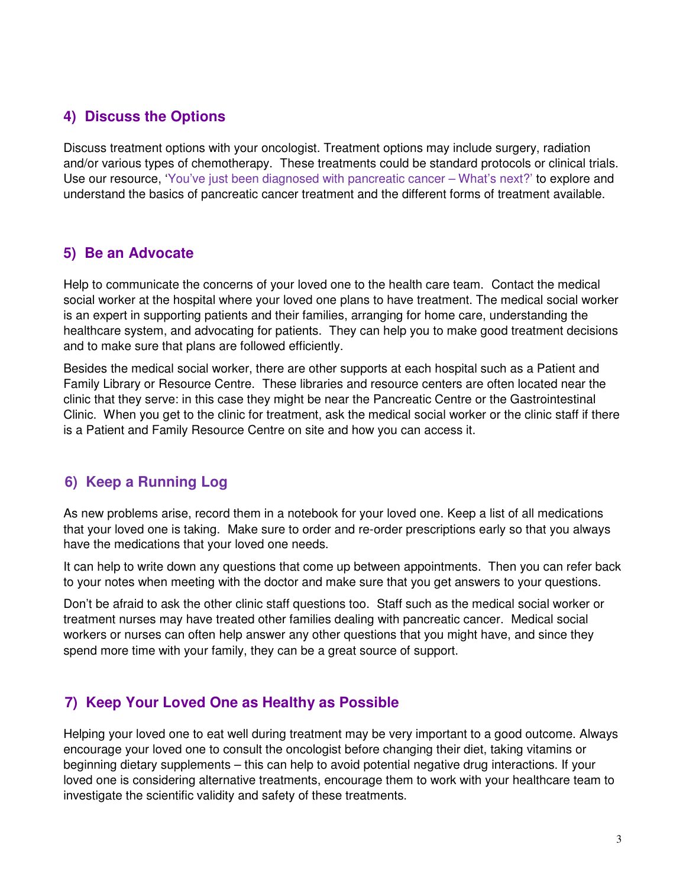## 4) Discuss the Options

Discuss treatment options with your oncologist. Treatment options may include surgery, radiation and/or various types of chemotherapy. These treatments could be standard protocols or clinical trials. Use our resource, 'You've just been diagnosed with pancreatic cancer – What's next?' to explore and understand the basics of pancreatic cancer treatment and the different forms of treatment available.

## 5) Be an Advocate

Help to communicate the concerns of your loved one to the health care team. Contact the medical social worker at the hospital where your loved one plans to have treatment. The medical social worker is an expert in supporting patients and their families, arranging for home care, understanding the healthcare system, and advocating for patients. They can help you to make good treatment decisions and to make sure that plans are followed efficiently.

Besides the medical social worker, there are other supports at each hospital such as a Patient and Family Library or Resource Centre. These libraries and resource centers are often located near the clinic that they serve: in this case they might be near the Pancreatic Centre or the Gastrointestinal Clinic. When you get to the clinic for treatment, ask the medical social worker or the clinic staff if there is a Patient and Family Resource Centre on site and how you can access it.

## 6) Keep a Running Log

As new problems arise, record them in a notebook for your loved one. Keep a list of all medications that your loved one is taking. Make sure to order and re-order prescriptions early so that you always have the medications that your loved one needs.

It can help to write down any questions that come up between appointments. Then you can refer back to your notes when meeting with the doctor and make sure that you get answers to your questions.

Don't be afraid to ask the other clinic staff questions too. Staff such as the medical social worker or treatment nurses may have treated other families dealing with pancreatic cancer. Medical social workers or nurses can often help answer any other questions that you might have, and since they spend more time with your family, they can be a great source of support.

## 7) Keep Your Loved One as Healthy as Possible

Helping your loved one to eat well during treatment may be very important to a good outcome. Always encourage your loved one to consult the oncologist before changing their diet, taking vitamins or beginning dietary supplements – this can help to avoid potential negative drug interactions. If your loved one is considering alternative treatments, encourage them to work with your healthcare team to investigate the scientific validity and safety of these treatments.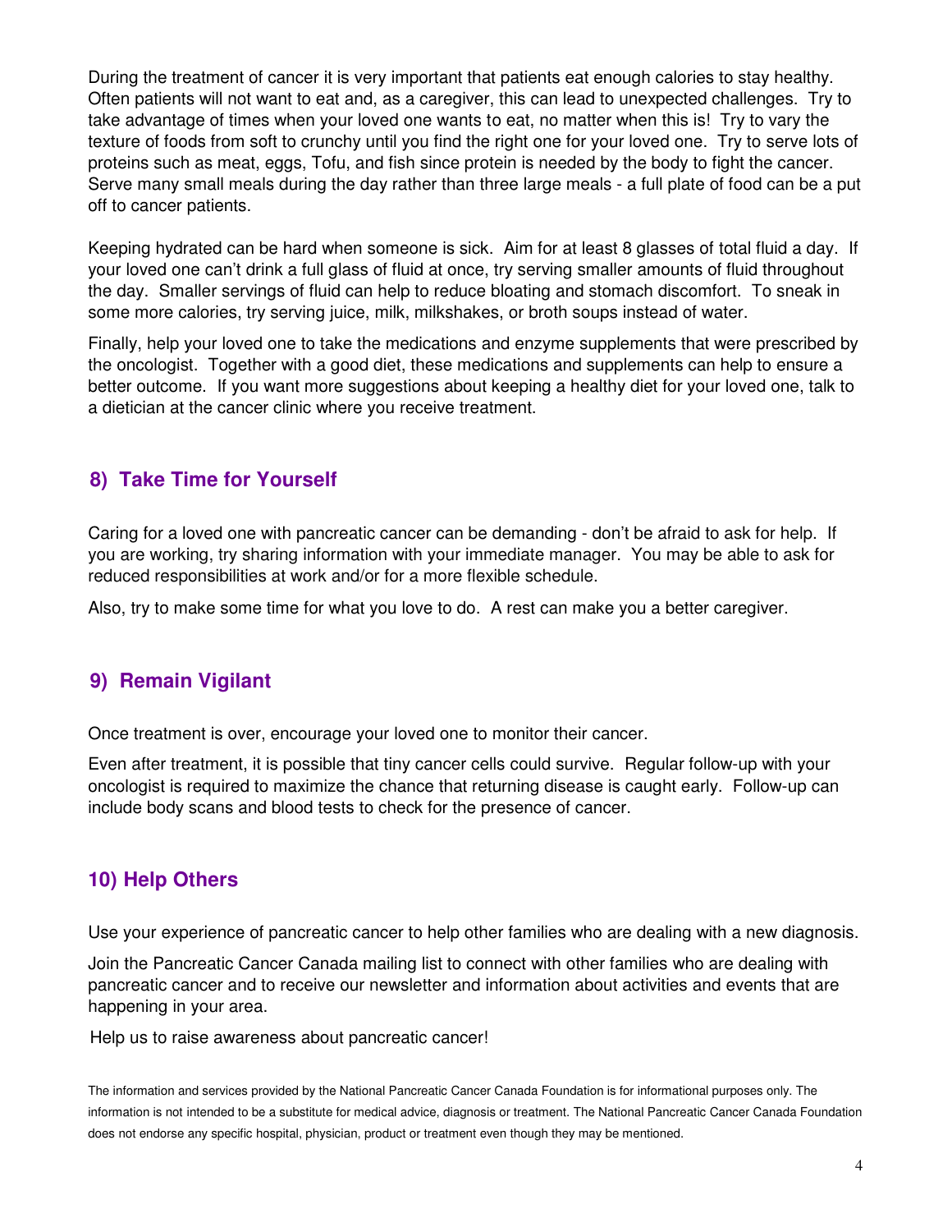During the treatment of cancer it is very important that patients eat enough calories to stay healthy. Often patients will not want to eat and, as a caregiver, this can lead to unexpected challenges. Try to take advantage of times when your loved one wants to eat, no matter when this is! Try to vary the texture of foods from soft to crunchy until you find the right one for your loved one. Try to serve lots of proteins such as meat, eggs, Tofu, and fish since protein is needed by the body to fight the cancer. Serve many small meals during the day rather than three large meals - a full plate of food can be a put off to cancer patients.

Keeping hydrated can be hard when someone is sick. Aim for at least 8 glasses of total fluid a day. If your loved one can't drink a full glass of fluid at once, try serving smaller amounts of fluid throughout the day. Smaller servings of fluid can help to reduce bloating and stomach discomfort. To sneak in some more calories, try serving juice, milk, milkshakes, or broth soups instead of water.

Finally, help your loved one to take the medications and enzyme supplements that were prescribed by the oncologist. Together with a good diet, these medications and supplements can help to ensure a better outcome. If you want more suggestions about keeping a healthy diet for your loved one, talk to a dietician at the cancer clinic where you receive treatment.

## 8) Take Time for Yourself

Caring for a loved one with pancreatic cancer can be demanding - don't be afraid to ask for help. If you are working, try sharing information with your immediate manager. You may be able to ask for reduced responsibilities at work and/or for a more flexible schedule.

Also, try to make some time for what you love to do. A rest can make you a better caregiver.

## 9) Remain Vigilant

Once treatment is over, encourage your loved one to monitor their cancer.

Even after treatment, it is possible that tiny cancer cells could survive. Regular follow-up with your oncologist is required to maximize the chance that returning disease is caught early. Follow-up can include body scans and blood tests to check for the presence of cancer.

## 10) Help Others

Use your experience of pancreatic cancer to help other families who are dealing with a new diagnosis.

Join the Pancreatic Cancer Canada mailing list to connect with other families who are dealing with pancreatic cancer and to receive our newsletter and information about activities and events that are happening in your area.

Help us to raise awareness about pancreatic cancer!

The information and services provided by the National Pancreatic Cancer Canada Foundation is for informational purposes only. The information is not intended to be a substitute for medical advice, diagnosis or treatment. The National Pancreatic Cancer Canada Foundation does not endorse any specific hospital, physician, product or treatment even though they may be mentioned.